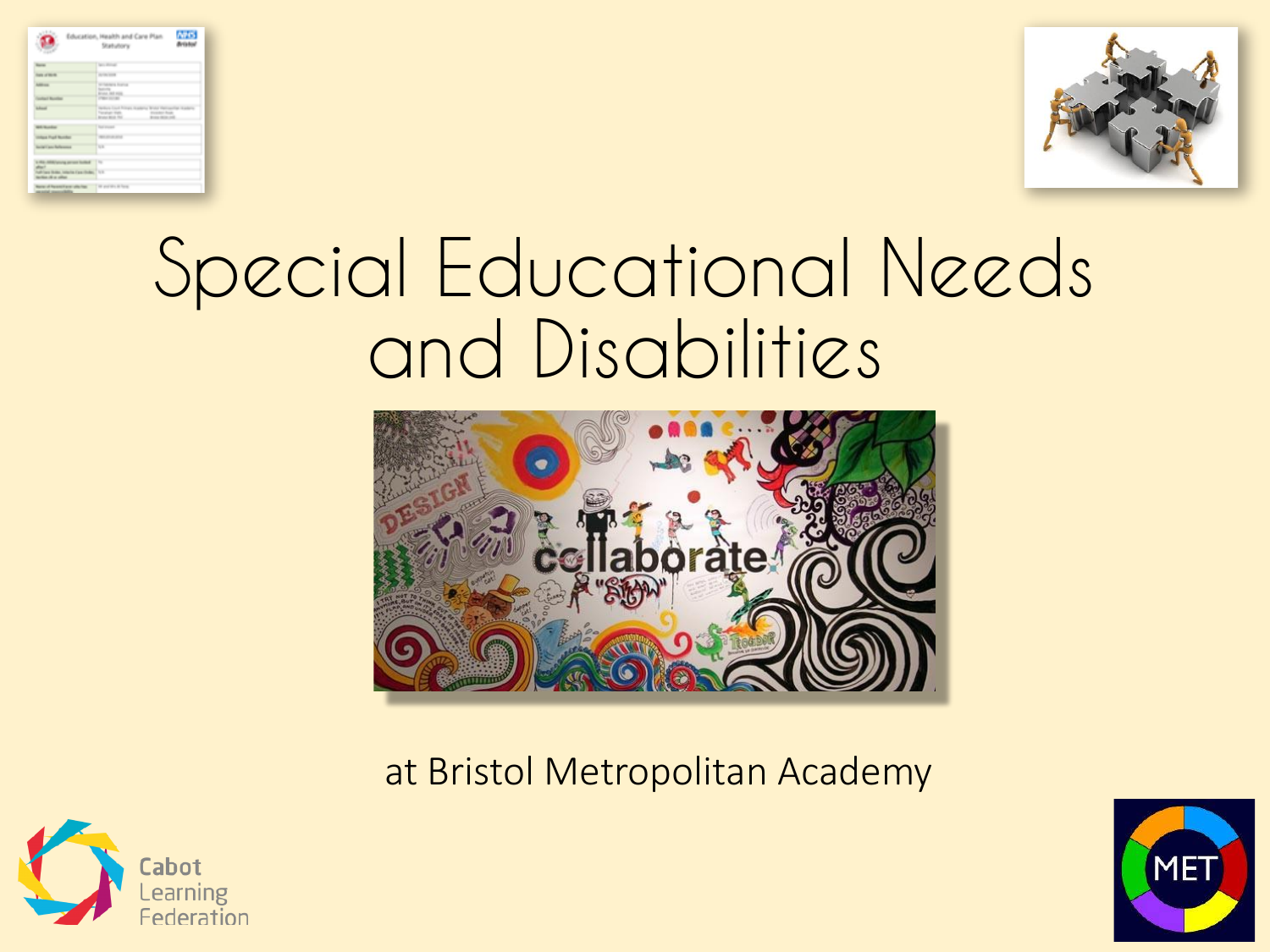# Special Educational Needs and Disabilities

at Bristol Metropolitan Academy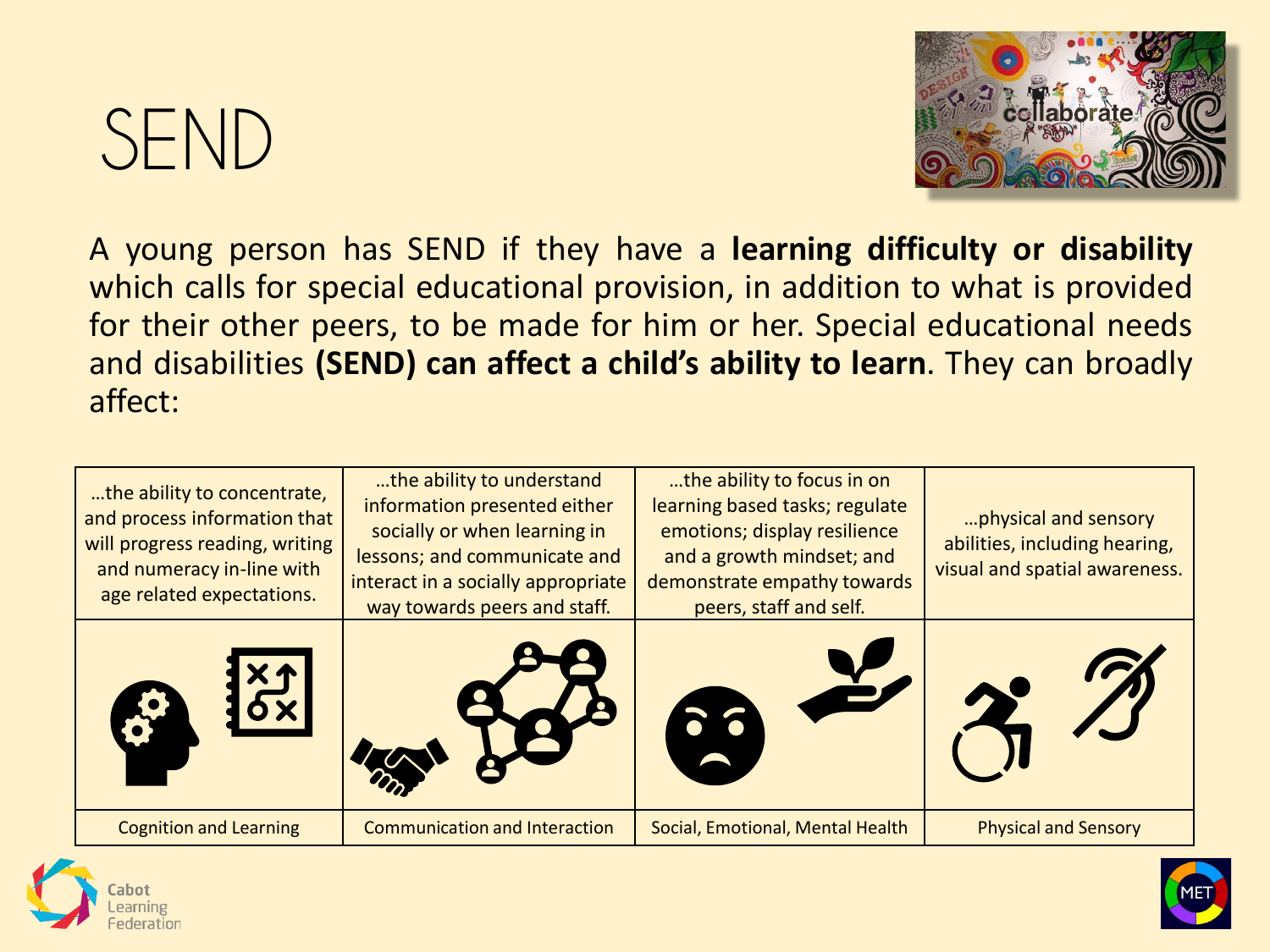# SEND

A young person has SEND if they have a **learning difficulty or disability** which calls for special educational provision, in addition to what is provided for their other peers, to be made for him or her. Special educational needs and disabilities **(SEND) can affect a child's ability to learn**. They can broadly affect:

| …the ability to concentrate, and process information that will progress reading, writing and numeracy in-line with age related expectations. | …the ability to understand information presented either socially or when learning in lessons; and communicate and interact in a socially appropriate way towards peers and staff. | …the ability to focus in on learning based tasks; regulate emotions; display resilience and a growth mindset; and demonstrate empathy towards peers, staff and self. | …physical and sensory abilities, including hearing, visual and spatial awareness. |
|---|---|---|---|
| | | | |
| Cognition and Learning | Communication and Interaction | Social, Emotional, Mental Health | Physical and Sensory |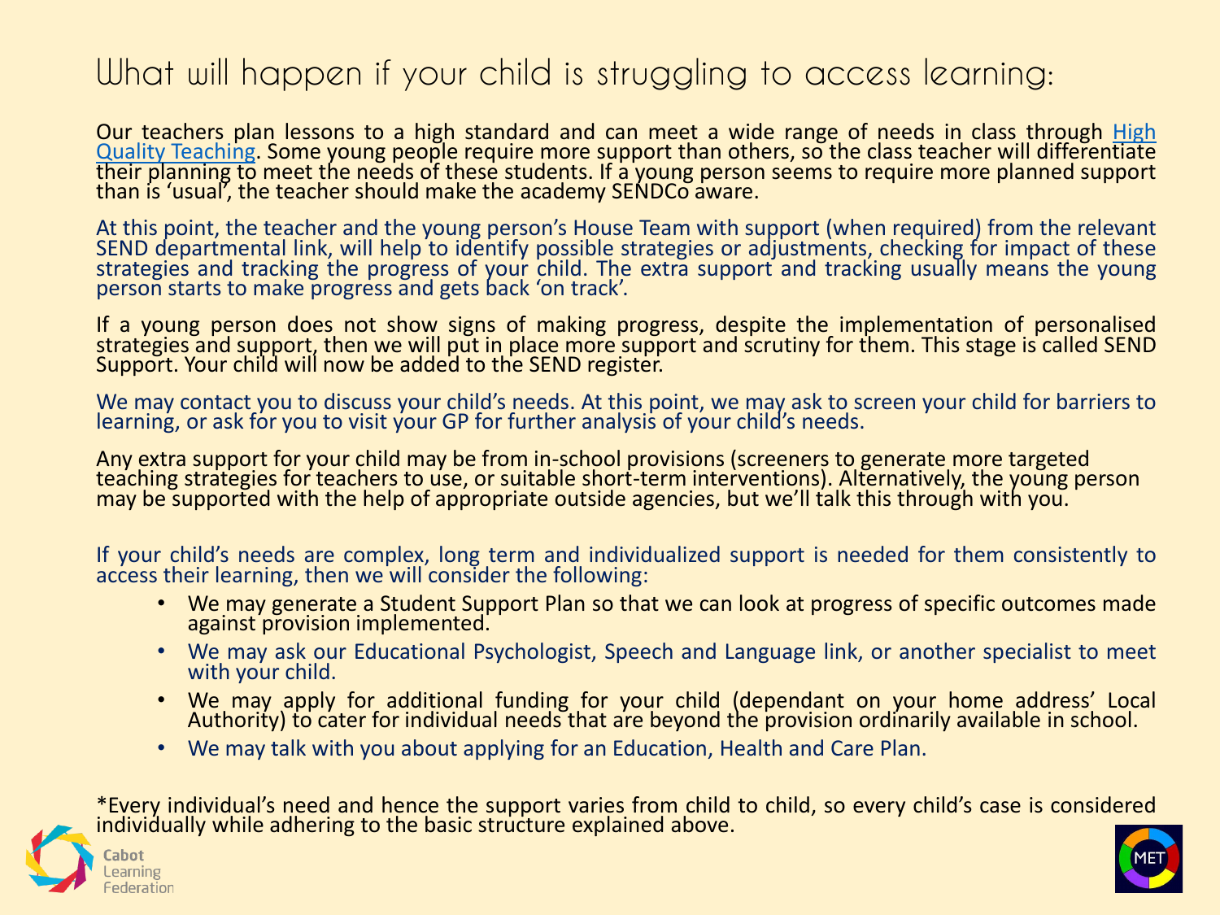# What will happen if your child is struggling to access learning:

Our teachers plan lessons to a high standard and can meet a wide range of needs in class through High Quality Teaching. Some young people require more support than others, so the class teacher will differentiate their planning to meet the needs of these students. If a young person seems to require more planned support than is 'usual', the teacher should make the academy SENDCo aware.

At this point, the teacher and the young person's House Team with support (when required) from the relevant SEND departmental link, will help to identify possible strategies or adjustments, checking for impact of these strategies and tracking the progress of your child. The extra support and tracking usually means the young person starts to make progress and gets back 'on track'.

If a young person does not show signs of making progress, despite the implementation of personalised strategies and support, then we will put in place more support and scrutiny for them. This stage is called SEND Support. Your child will now be added to the SEND register.

We may contact you to discuss your child's needs. At this point, we may ask to screen your child for barriers to learning, or ask for you to visit your GP for further analysis of your child's needs.

Any extra support for your child may be from in-school provisions (screeners to generate more targeted teaching strategies for teachers to use, or suitable short-term interventions). Alternatively, the young person may be supported with the help of appropriate outside agencies, but we'll talk this through with you.

If your child's needs are complex, long term and individualized support is needed for them consistently to access their learning, then we will consider the following:

- We may generate a Student Support Plan so that we can look at progress of specific outcomes made against provision implemented.
- We may ask our Educational Psychologist, Speech and Language link, or another specialist to meet with your child.
- We may apply for additional funding for your child (dependant on your home address' Local Authority) to cater for individual needs that are beyond the provision ordinarily available in school.
- We may talk with you about applying for an Education, Health and Care Plan.

*Every individual's need and hence the support varies from child to child, so every child's case is considered individually while adhering to the basic structure explained above.

Cabot Learning Federation

MET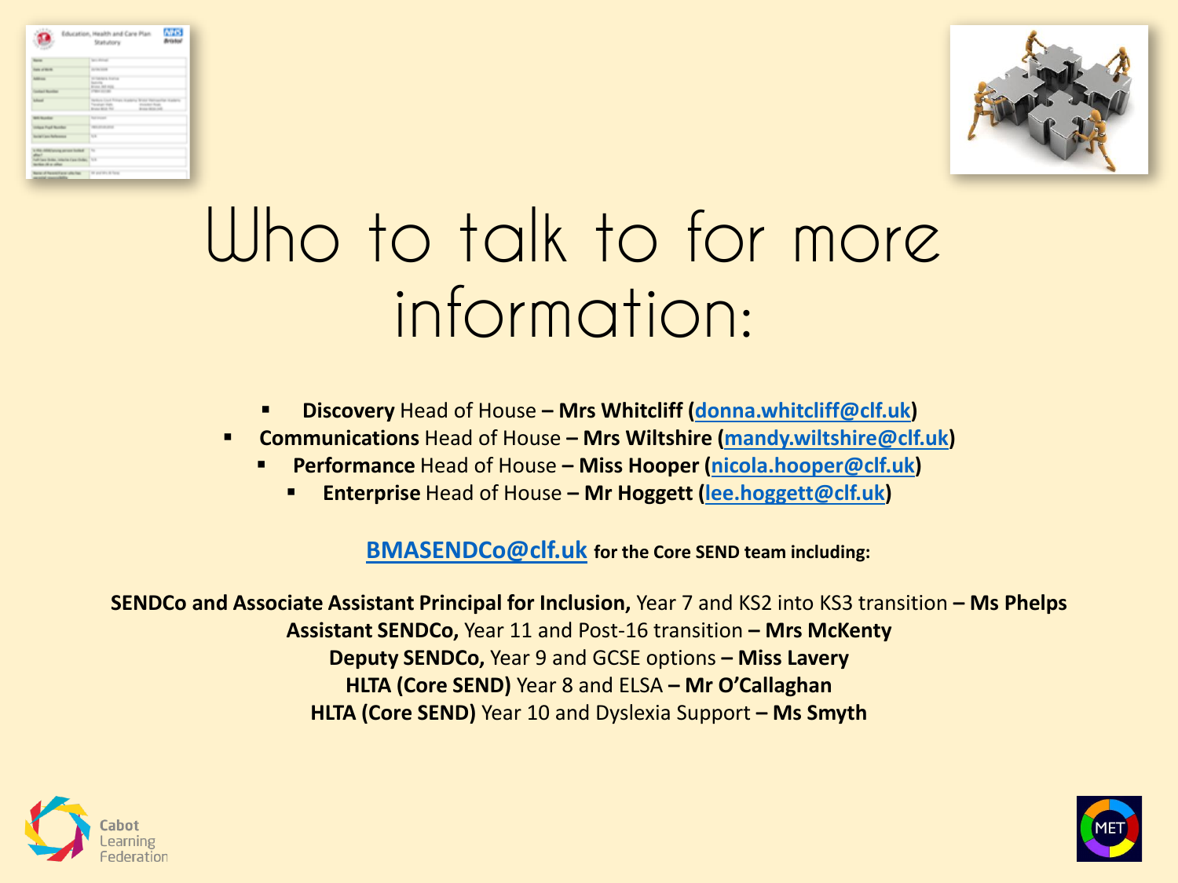# Who to talk to for more information:

- **Discovery** Head of House **– Mrs Whitcliff (donna.whitcliff@clf.uk)**
- **Communications** Head of House **– Mrs Wiltshire (mandy.wiltshire@clf.uk)**
- **Performance** Head of House **– Miss Hooper (nicola.hooper@clf.uk)**
- **Enterprise** Head of House **– Mr Hoggett (lee.hoggett@clf.uk)**

BMASENDCo@clf.uk **for the Core SEND team including:**

**SENDCo and Associate Assistant Principal for Inclusion,** Year 7 and KS2 into KS3 transition **– Ms Phelps**
**Assistant SENDCo,** Year 11 and Post-16 transition **– Mrs McKenty**
**Deputy SENDCo,** Year 9 and GCSE options **– Miss Lavery**
**HLTA (Core SEND)** Year 8 and ELSA **– Mr O'Callaghan**
**HLTA (Core SEND)** Year 10 and Dyslexia Support **– Ms Smyth**

Cabot Learning Federation